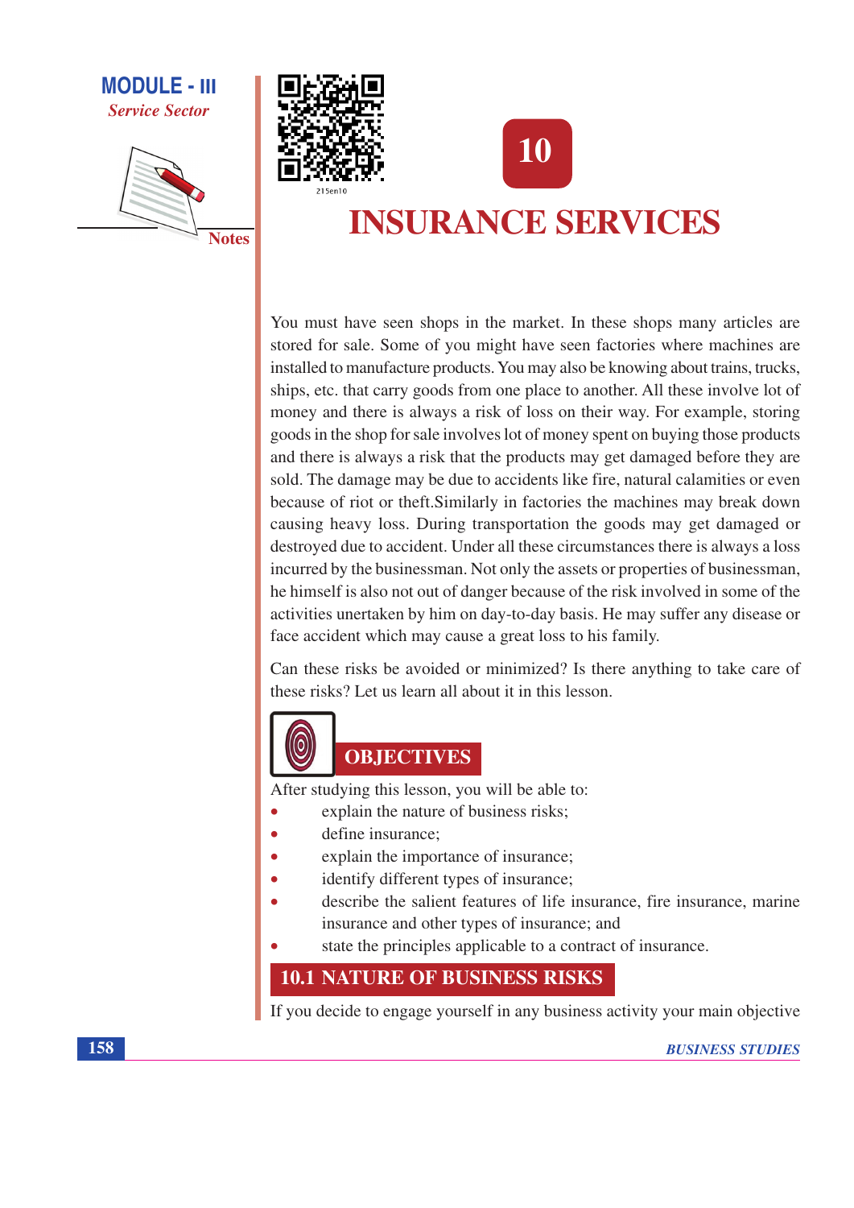# 10

# INSURANCE SERVICES

You must have seen shops in the market. In these shops many articles are stored for sale. Some of you might have seen factories where machines are installed to manufacture products. You may also be knowing about trains, trucks, ships, etc. that carry goods from one place to another. All these involve lot of money and there is always a risk of loss on their way. For example, storing goods in the shop for sale involves lot of money spent on buying those products and there is always a risk that the products may get damaged before they are sold. The damage may be due to accidents like fire, natural calamities or even because of riot or theft.Similarly in factories the machines may break down causing heavy loss. During transportation the goods may get damaged or destroyed due to accident. Under all these circumstances there is always a loss incurred by the businessman. Not only the assets or properties of businessman, he himself is also not out of danger because of the risk involved in some of the activities unertaken by him on day-to-day basis. He may suffer any disease or face accident which may cause a great loss to his family.

Can these risks be avoided or minimized? Is there anything to take care of these risks? Let us learn all about it in this lesson.

## OBJECTIVES

After studying this lesson, you will be able to:

- explain the nature of business risks;
- define insurance;
- explain the importance of insurance;
- identify different types of insurance;
- describe the salient features of life insurance, fire insurance, marine insurance and other types of insurance; and
- state the principles applicable to a contract of insurance.

## 10.1 NATURE OF BUSINESS RISKS

If you decide to engage yourself in any business activity your main objective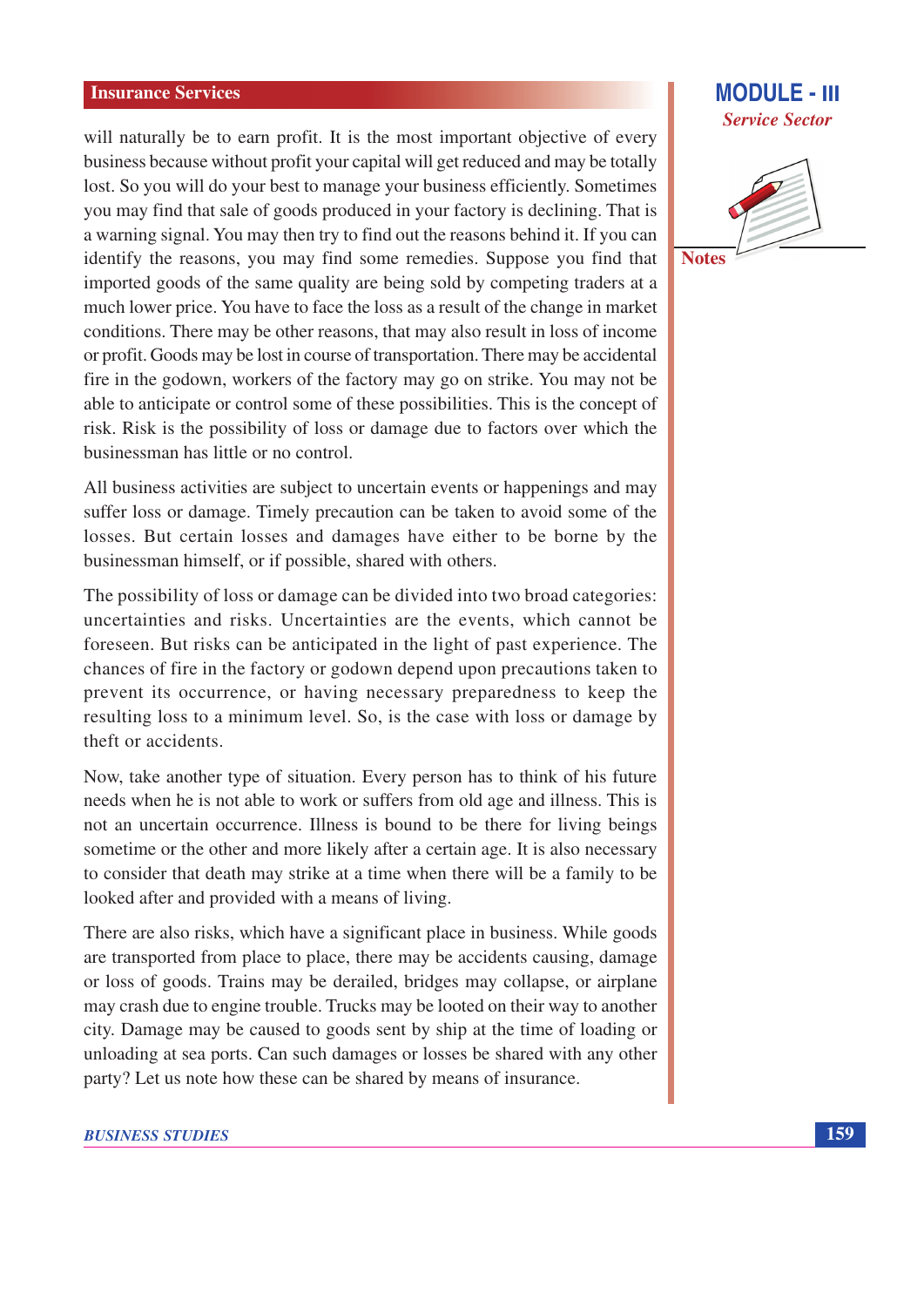will naturally be to earn profit. It is the most important objective of every business because without profit your capital will get reduced and may be totally lost. So you will do your best to manage your business efficiently. Sometimes you may find that sale of goods produced in your factory is declining. That is a warning signal. You may then try to find out the reasons behind it. If you can identify the reasons, you may find some remedies. Suppose you find that imported goods of the same quality are being sold by competing traders at a much lower price. You have to face the loss as a result of the change in market conditions. There may be other reasons, that may also result in loss of income or profit. Goods may be lost in course of transportation. There may be accidental fire in the godown, workers of the factory may go on strike. You may not be able to anticipate or control some of these possibilities. This is the concept of risk. Risk is the possibility of loss or damage due to factors over which the businessman has little or no control.

All business activities are subject to uncertain events or happenings and may suffer loss or damage. Timely precaution can be taken to avoid some of the losses. But certain losses and damages have either to be borne by the businessman himself, or if possible, shared with others.

The possibility of loss or damage can be divided into two broad categories: uncertainties and risks. Uncertainties are the events, which cannot be foreseen. But risks can be anticipated in the light of past experience. The chances of fire in the factory or godown depend upon precautions taken to prevent its occurrence, or having necessary preparedness to keep the resulting loss to a minimum level. So, is the case with loss or damage by theft or accidents.

Now, take another type of situation. Every person has to think of his future needs when he is not able to work or suffers from old age and illness. This is not an uncertain occurrence. Illness is bound to be there for living beings sometime or the other and more likely after a certain age. It is also necessary to consider that death may strike at a time when there will be a family to be looked after and provided with a means of living.

There are also risks, which have a significant place in business. While goods are transported from place to place, there may be accidents causing, damage or loss of goods. Trains may be derailed, bridges may collapse, or airplane may crash due to engine trouble. Trucks may be looted on their way to another city. Damage may be caused to goods sent by ship at the time of loading or unloading at sea ports. Can such damages or losses be shared with any other party? Let us note how these can be shared by means of insurance.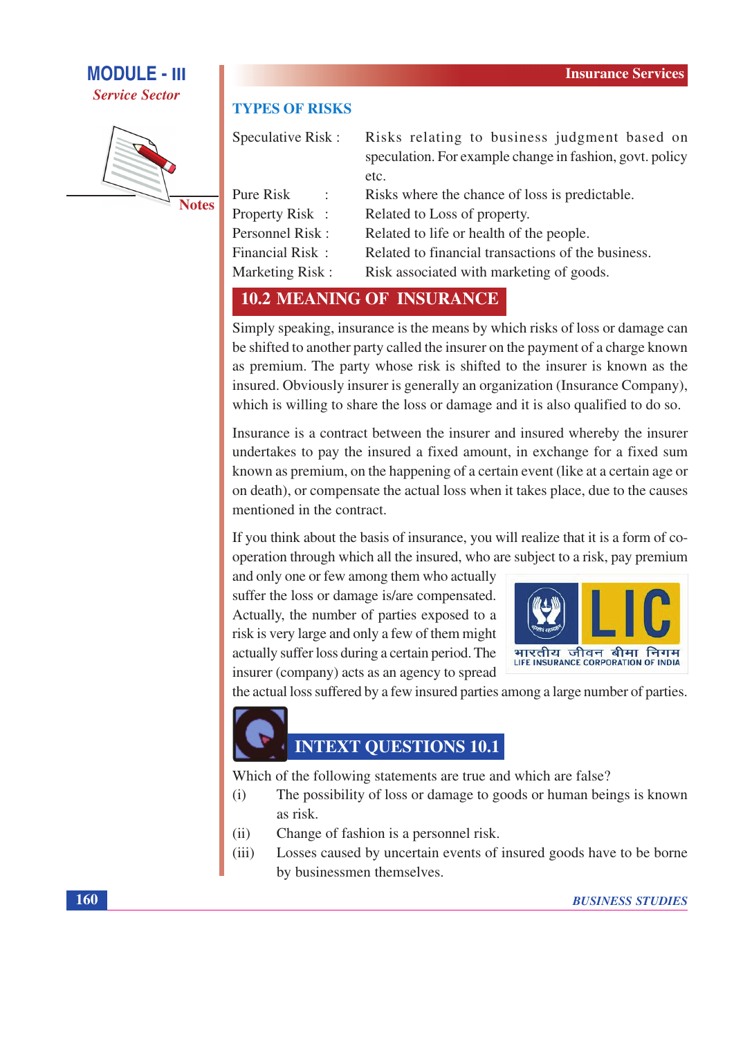## TYPES OF RISKS

| | |
|---|---|
| Speculative Risk : | Risks relating to business judgment based on speculation. For example change in fashion, govt. policy etc. |
| Pure Risk : | Risks where the chance of loss is predictable. |
| Property Risk : | Related to Loss of property. |
| Personnel Risk : | Related to life or health of the people. |
| Financial Risk : | Related to financial transactions of the business. |
| Marketing Risk : | Risk associated with marketing of goods. |

## 10.2 MEANING OF INSURANCE

Simply speaking, insurance is the means by which risks of loss or damage can be shifted to another party called the insurer on the payment of a charge known as premium. The party whose risk is shifted to the insurer is known as the insured. Obviously insurer is generally an organization (Insurance Company), which is willing to share the loss or damage and it is also qualified to do so.

Insurance is a contract between the insurer and insured whereby the insurer undertakes to pay the insured a fixed amount, in exchange for a fixed sum known as premium, on the happening of a certain event (like at a certain age or on death), or compensate the actual loss when it takes place, due to the causes mentioned in the contract.

If you think about the basis of insurance, you will realize that it is a form of co-operation through which all the insured, who are subject to a risk, pay premium and only one or few among them who actually suffer the loss or damage is/are compensated. Actually, the number of parties exposed to a risk is very large and only a few of them might actually suffer loss during a certain period. The insurer (company) acts as an agency to spread the actual loss suffered by a few insured parties among a large number of parties.

## INTEXT QUESTIONS 10.1

Which of the following statements are true and which are false?

(i) The possibility of loss or damage to goods or human beings is known as risk.

(ii) Change of fashion is a personnel risk.

(iii) Losses caused by uncertain events of insured goods have to be borne by businessmen themselves.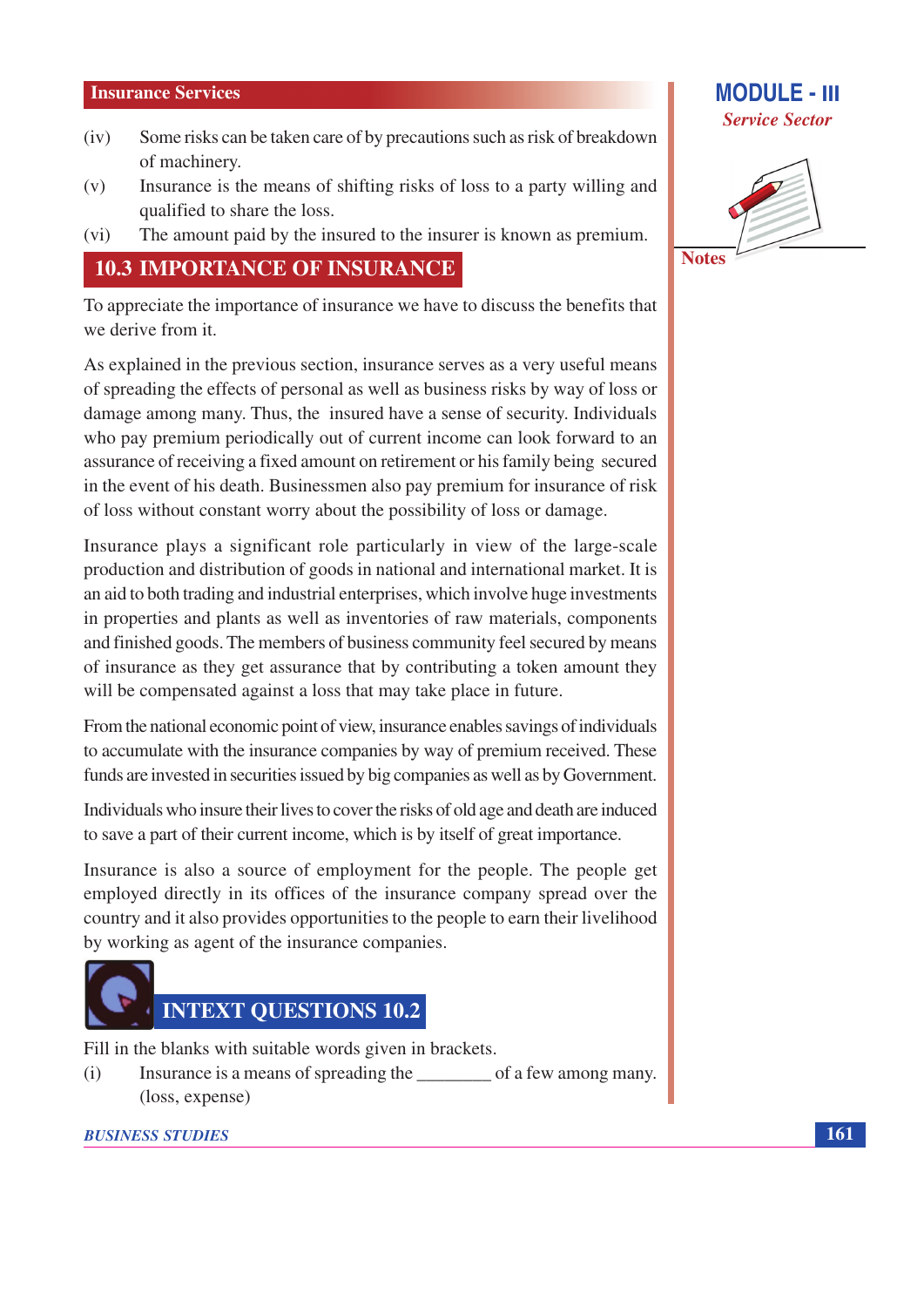(iv) Some risks can be taken care of by precautions such as risk of breakdown of machinery.

(v) Insurance is the means of shifting risks of loss to a party willing and qualified to share the loss.

(vi) The amount paid by the insured to the insurer is known as premium.

## 10.3 IMPORTANCE OF INSURANCE

To appreciate the importance of insurance we have to discuss the benefits that we derive from it.

As explained in the previous section, insurance serves as a very useful means of spreading the effects of personal as well as business risks by way of loss or damage among many. Thus, the insured have a sense of security. Individuals who pay premium periodically out of current income can look forward to an assurance of receiving a fixed amount on retirement or his family being secured in the event of his death. Businessmen also pay premium for insurance of risk of loss without constant worry about the possibility of loss or damage.

Insurance plays a significant role particularly in view of the large-scale production and distribution of goods in national and international market. It is an aid to both trading and industrial enterprises, which involve huge investments in properties and plants as well as inventories of raw materials, components and finished goods. The members of business community feel secured by means of insurance as they get assurance that by contributing a token amount they will be compensated against a loss that may take place in future.

From the national economic point of view, insurance enables savings of individuals to accumulate with the insurance companies by way of premium received. These funds are invested in securities issued by big companies as well as by Government.

Individuals who insure their lives to cover the risks of old age and death are induced to save a part of their current income, which is by itself of great importance.

Insurance is also a source of employment for the people. The people get employed directly in its offices of the insurance company spread over the country and it also provides opportunities to the people to earn their livelihood by working as agent of the insurance companies.

## INTEXT QUESTIONS 10.2

Fill in the blanks with suitable words given in brackets.

(i) Insurance is a means of spreading the ________ of a few among many. (loss, expense)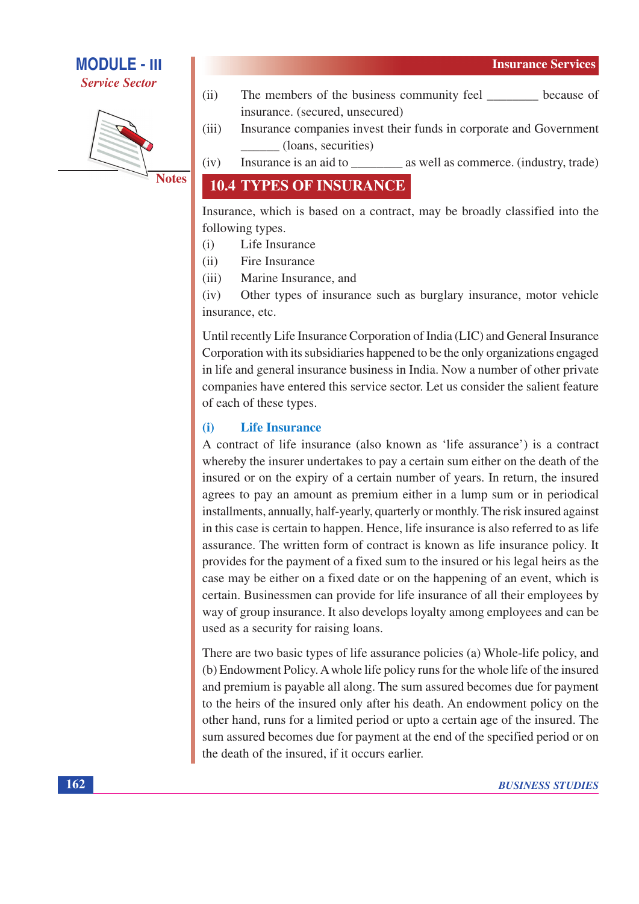(ii) The members of the business community feel ________ because of insurance. (secured, unsecured)

(iii) Insurance companies invest their funds in corporate and Government ______ (loans, securities)

(iv) Insurance is an aid to ________ as well as commerce. (industry, trade)

## 10.4 TYPES OF INSURANCE

Insurance, which is based on a contract, may be broadly classified into the following types.

(i) Life Insurance

(ii) Fire Insurance

(iii) Marine Insurance, and

(iv) Other types of insurance such as burglary insurance, motor vehicle insurance, etc.

Until recently Life Insurance Corporation of India (LIC) and General Insurance Corporation with its subsidiaries happened to be the only organizations engaged in life and general insurance business in India. Now a number of other private companies have entered this service sector. Let us consider the salient feature of each of these types.

### (i) Life Insurance

A contract of life insurance (also known as 'life assurance') is a contract whereby the insurer undertakes to pay a certain sum either on the death of the insured or on the expiry of a certain number of years. In return, the insured agrees to pay an amount as premium either in a lump sum or in periodical installments, annually, half-yearly, quarterly or monthly. The risk insured against in this case is certain to happen. Hence, life insurance is also referred to as life assurance. The written form of contract is known as life insurance policy. It provides for the payment of a fixed sum to the insured or his legal heirs as the case may be either on a fixed date or on the happening of an event, which is certain. Businessmen can provide for life insurance of all their employees by way of group insurance. It also develops loyalty among employees and can be used as a security for raising loans.

There are two basic types of life assurance policies (a) Whole-life policy, and (b) Endowment Policy. A whole life policy runs for the whole life of the insured and premium is payable all along. The sum assured becomes due for payment to the heirs of the insured only after his death. An endowment policy on the other hand, runs for a limited period or upto a certain age of the insured. The sum assured becomes due for payment at the end of the specified period or on the death of the insured, if it occurs earlier.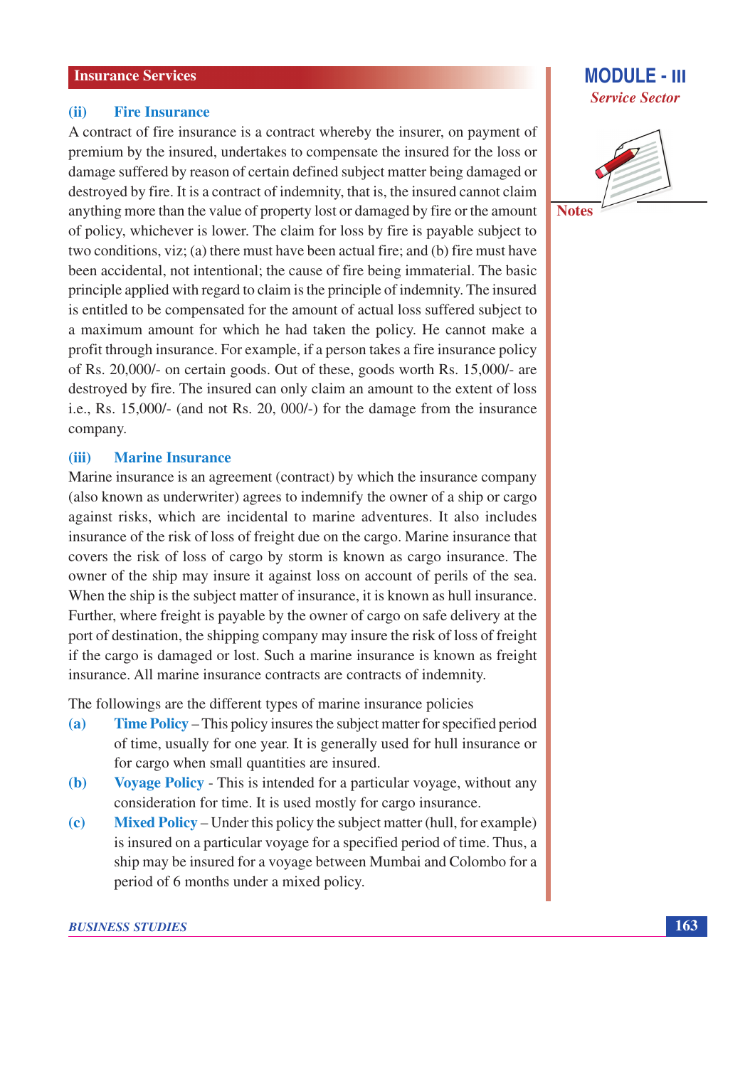### (ii) Fire Insurance

A contract of fire insurance is a contract whereby the insurer, on payment of premium by the insured, undertakes to compensate the insured for the loss or damage suffered by reason of certain defined subject matter being damaged or destroyed by fire. It is a contract of indemnity, that is, the insured cannot claim anything more than the value of property lost or damaged by fire or the amount of policy, whichever is lower. The claim for loss by fire is payable subject to two conditions, viz; (a) there must have been actual fire; and (b) fire must have been accidental, not intentional; the cause of fire being immaterial. The basic principle applied with regard to claim is the principle of indemnity. The insured is entitled to be compensated for the amount of actual loss suffered subject to a maximum amount for which he had taken the policy. He cannot make a profit through insurance. For example, if a person takes a fire insurance policy of Rs. 20,000/- on certain goods. Out of these, goods worth Rs. 15,000/- are destroyed by fire. The insured can only claim an amount to the extent of loss i.e., Rs. 15,000/- (and not Rs. 20, 000/-) for the damage from the insurance company.

### (iii) Marine Insurance

Marine insurance is an agreement (contract) by which the insurance company (also known as underwriter) agrees to indemnify the owner of a ship or cargo against risks, which are incidental to marine adventures. It also includes insurance of the risk of loss of freight due on the cargo. Marine insurance that covers the risk of loss of cargo by storm is known as cargo insurance. The owner of the ship may insure it against loss on account of perils of the sea. When the ship is the subject matter of insurance, it is known as hull insurance. Further, where freight is payable by the owner of cargo on safe delivery at the port of destination, the shipping company may insure the risk of loss of freight if the cargo is damaged or lost. Such a marine insurance is known as freight insurance. All marine insurance contracts are contracts of indemnity.

The followings are the different types of marine insurance policies

(a) **Time Policy** – This policy insures the subject matter for specified period of time, usually for one year. It is generally used for hull insurance or for cargo when small quantities are insured.

(b) **Voyage Policy** - This is intended for a particular voyage, without any consideration for time. It is used mostly for cargo insurance.

(c) **Mixed Policy** – Under this policy the subject matter (hull, for example) is insured on a particular voyage for a specified period of time. Thus, a ship may be insured for a voyage between Mumbai and Colombo for a period of 6 months under a mixed policy.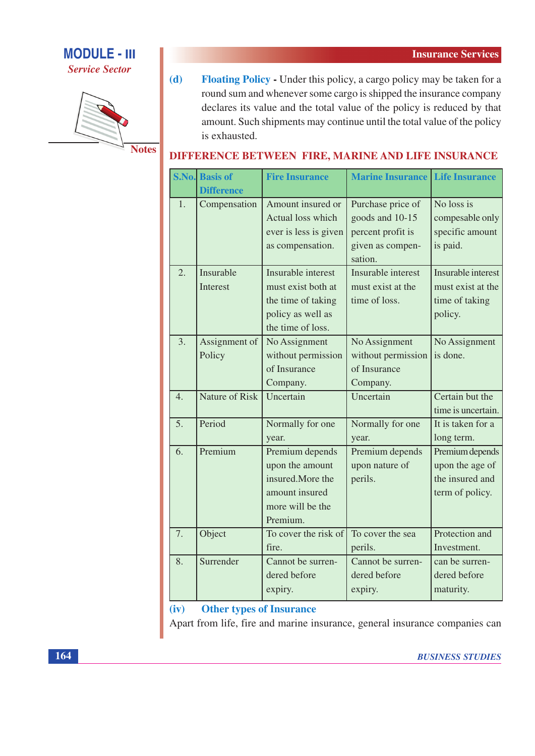(d) **Floating Policy** - Under this policy, a cargo policy may be taken for a round sum and whenever some cargo is shipped the insurance company declares its value and the total value of the policy is reduced by that amount. Such shipments may continue until the total value of the policy is exhausted.

## DIFFERENCE BETWEEN FIRE, MARINE AND LIFE INSURANCE

| S.No. | Basis of Difference | Fire Insurance | Marine Insurance | Life Insurance |
|---|---|---|---|---|
| 1. | Compensation | Amount insured or Actual loss which ever is less is given as compensation. | Purchase price of goods and 10-15 percent profit is given as compensation. | No loss is compesable only specific amount is paid. |
| 2. | Insurable Interest | Insurable interest must exist both at the time of taking policy as well as the time of loss. | Insurable interest must exist at the time of loss. | Insurable interest must exist at the time of taking policy. |
| 3. | Assignment of Policy | No Assignment without permission of Insurance Company. | No Assignment without permission of Insurance Company. | No Assignment is done. |
| 4. | Nature of Risk | Uncertain | Uncertain | Certain but the time is uncertain. |
| 5. | Period | Normally for one year. | Normally for one year. | It is taken for a long term. |
| 6. | Premium | Premium depends upon the amount insured.More the amount insured more will be the Premium. | Premium depends upon nature of perils. | Premium depends upon the age of the insured and term of policy. |
| 7. | Object | To cover the risk of fire. | To cover the sea perils. | Protection and Investment. |
| 8. | Surrender | Cannot be surrendered before expiry. | Cannot be surrendered before expiry. | can be surrendered before maturity. |

### (iv) Other types of Insurance

Apart from life, fire and marine insurance, general insurance companies can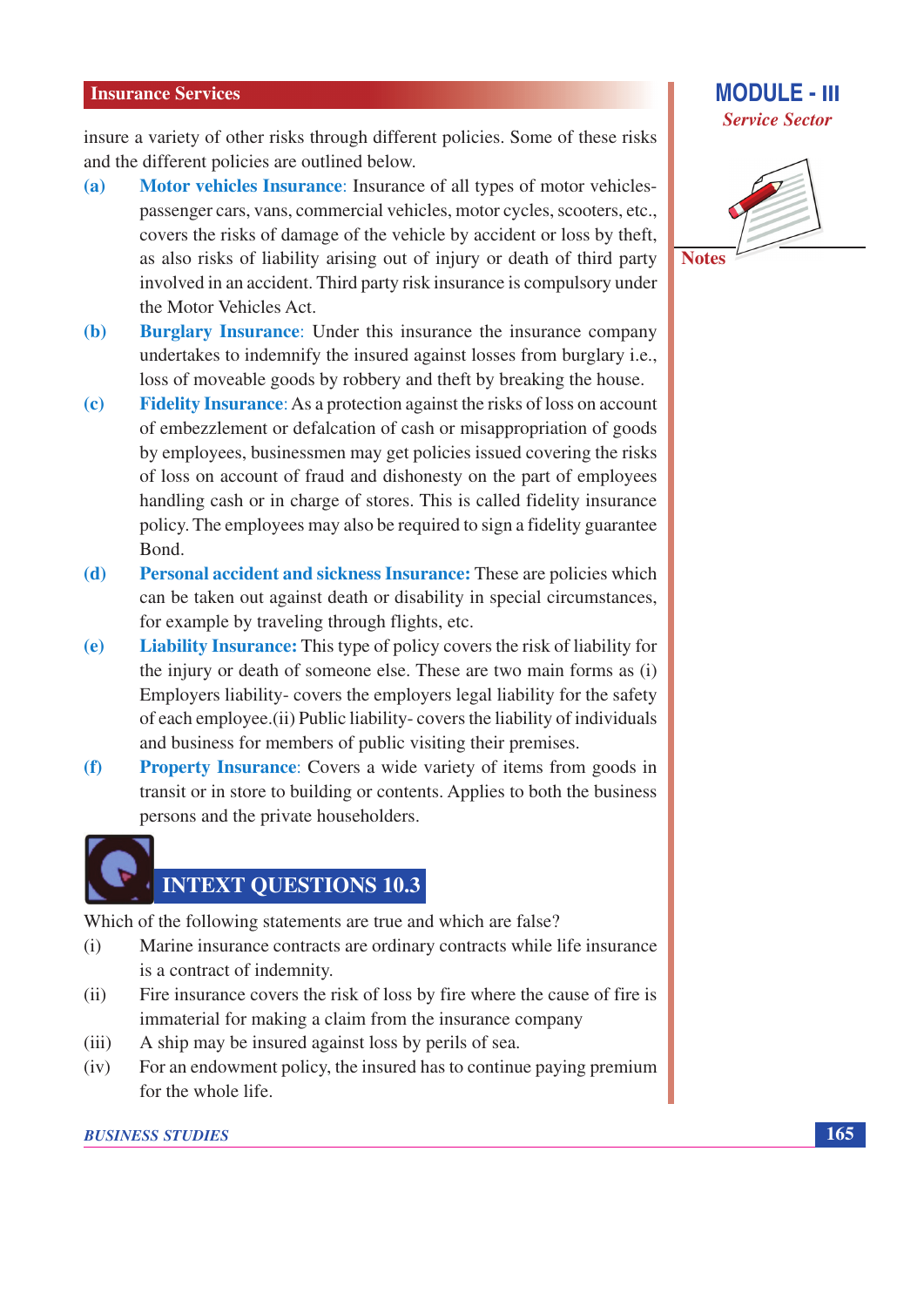insure a variety of other risks through different policies. Some of these risks and the different policies are outlined below.

(a) **Motor vehicles Insurance**: Insurance of all types of motor vehicles-passenger cars, vans, commercial vehicles, motor cycles, scooters, etc., covers the risks of damage of the vehicle by accident or loss by theft, as also risks of liability arising out of injury or death of third party involved in an accident. Third party risk insurance is compulsory under the Motor Vehicles Act.

(b) **Burglary Insurance**: Under this insurance the insurance company undertakes to indemnify the insured against losses from burglary i.e., loss of moveable goods by robbery and theft by breaking the house.

(c) **Fidelity Insurance**: As a protection against the risks of loss on account of embezzlement or defalcation of cash or misappropriation of goods by employees, businessmen may get policies issued covering the risks of loss on account of fraud and dishonesty on the part of employees handling cash or in charge of stores. This is called fidelity insurance policy. The employees may also be required to sign a fidelity guarantee Bond.

(d) **Personal accident and sickness Insurance:** These are policies which can be taken out against death or disability in special circumstances, for example by traveling through flights, etc.

(e) **Liability Insurance:** This type of policy covers the risk of liability for the injury or death of someone else. These are two main forms as (i) Employers liability- covers the employers legal liability for the safety of each employee.(ii) Public liability- covers the liability of individuals and business for members of public visiting their premises.

(f) **Property Insurance**: Covers a wide variety of items from goods in transit or in store to building or contents. Applies to both the business persons and the private householders.

## INTEXT QUESTIONS 10.3

Which of the following statements are true and which are false?

(i) Marine insurance contracts are ordinary contracts while life insurance is a contract of indemnity.

(ii) Fire insurance covers the risk of loss by fire where the cause of fire is immaterial for making a claim from the insurance company

(iii) A ship may be insured against loss by perils of sea.

(iv) For an endowment policy, the insured has to continue paying premium for the whole life.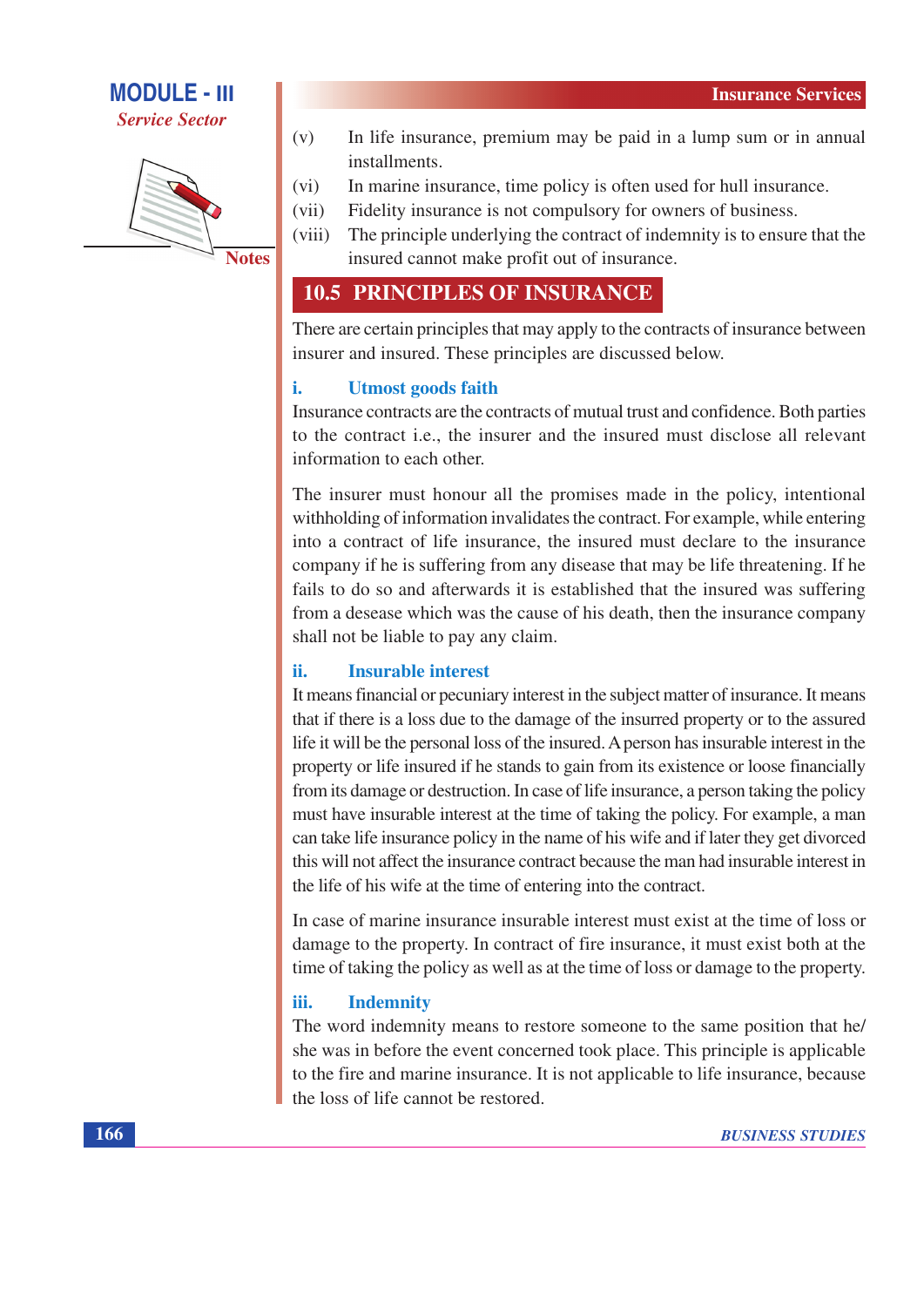(v) In life insurance, premium may be paid in a lump sum or in annual installments.

(vi) In marine insurance, time policy is often used for hull insurance.

(vii) Fidelity insurance is not compulsory for owners of business.

(viii) The principle underlying the contract of indemnity is to ensure that the insured cannot make profit out of insurance.

## 10.5 PRINCIPLES OF INSURANCE

There are certain principles that may apply to the contracts of insurance between insurer and insured. These principles are discussed below.

### i. Utmost goods faith

Insurance contracts are the contracts of mutual trust and confidence. Both parties to the contract i.e., the insurer and the insured must disclose all relevant information to each other.

The insurer must honour all the promises made in the policy, intentional withholding of information invalidates the contract. For example, while entering into a contract of life insurance, the insured must declare to the insurance company if he is suffering from any disease that may be life threatening. If he fails to do so and afterwards it is established that the insured was suffering from a desease which was the cause of his death, then the insurance company shall not be liable to pay any claim.

### ii. Insurable interest

It means financial or pecuniary interest in the subject matter of insurance. It means that if there is a loss due to the damage of the insurred property or to the assured life it will be the personal loss of the insured. A person has insurable interest in the property or life insured if he stands to gain from its existence or loose financially from its damage or destruction. In case of life insurance, a person taking the policy must have insurable interest at the time of taking the policy. For example, a man can take life insurance policy in the name of his wife and if later they get divorced this will not affect the insurance contract because the man had insurable interest in the life of his wife at the time of entering into the contract.

In case of marine insurance insurable interest must exist at the time of loss or damage to the property. In contract of fire insurance, it must exist both at the time of taking the policy as well as at the time of loss or damage to the property.

### iii. Indemnity

The word indemnity means to restore someone to the same position that he/she was in before the event concerned took place. This principle is applicable to the fire and marine insurance. It is not applicable to life insurance, because the loss of life cannot be restored.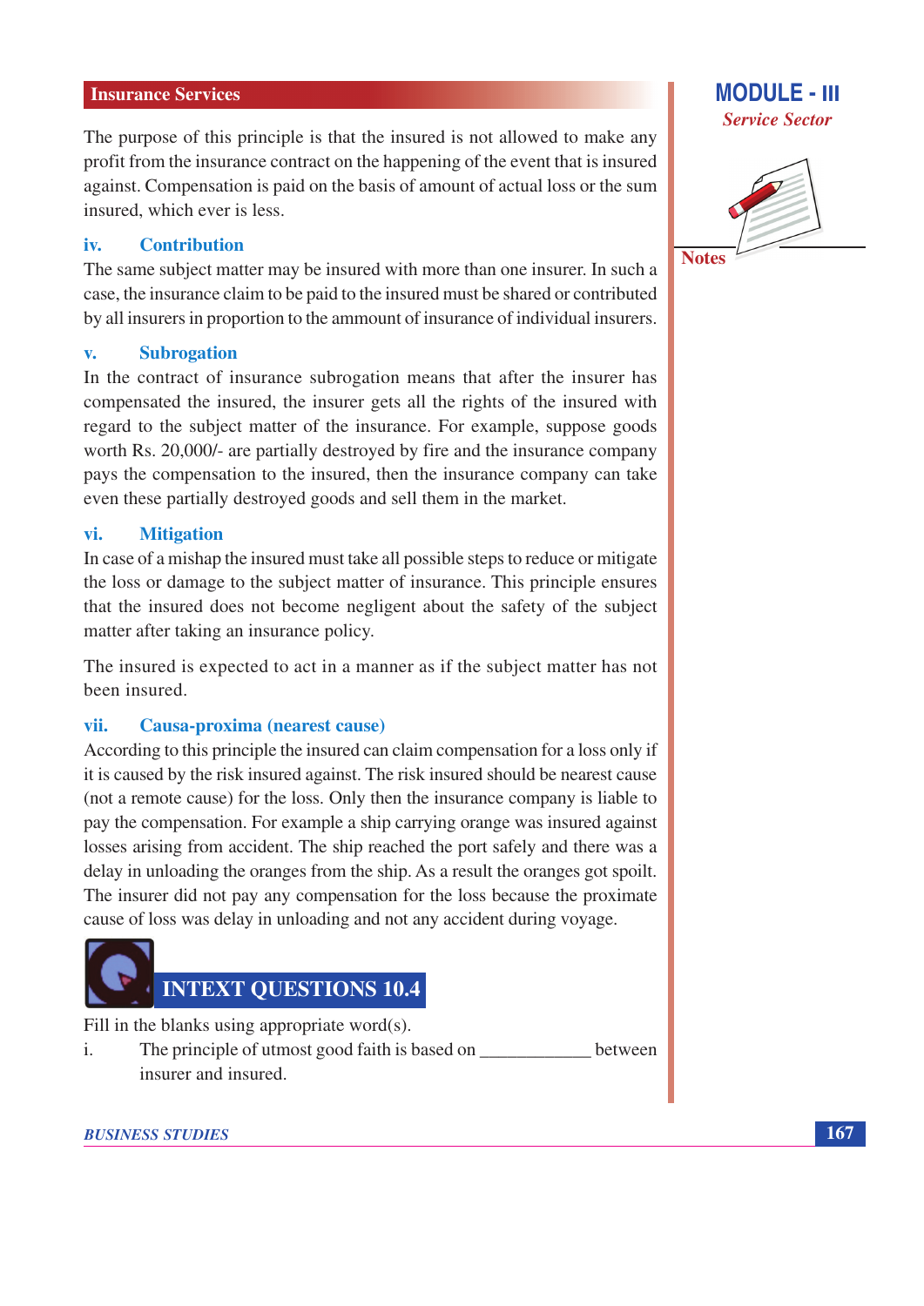The purpose of this principle is that the insured is not allowed to make any profit from the insurance contract on the happening of the event that is insured against. Compensation is paid on the basis of amount of actual loss or the sum insured, which ever is less.

### iv. Contribution

The same subject matter may be insured with more than one insurer. In such a case, the insurance claim to be paid to the insured must be shared or contributed by all insurers in proportion to the ammount of insurance of individual insurers.

### v. Subrogation

In the contract of insurance subrogation means that after the insurer has compensated the insured, the insurer gets all the rights of the insured with regard to the subject matter of the insurance. For example, suppose goods worth Rs. 20,000/- are partially destroyed by fire and the insurance company pays the compensation to the insured, then the insurance company can take even these partially destroyed goods and sell them in the market.

### vi. Mitigation

In case of a mishap the insured must take all possible steps to reduce or mitigate the loss or damage to the subject matter of insurance. This principle ensures that the insured does not become negligent about the safety of the subject matter after taking an insurance policy.

The insured is expected to act in a manner as if the subject matter has not been insured.

### vii. Causa-proxima (nearest cause)

According to this principle the insured can claim compensation for a loss only if it is caused by the risk insured against. The risk insured should be nearest cause (not a remote cause) for the loss. Only then the insurance company is liable to pay the compensation. For example a ship carrying orange was insured against losses arising from accident. The ship reached the port safely and there was a delay in unloading the oranges from the ship. As a result the oranges got spoilt. The insurer did not pay any compensation for the loss because the proximate cause of loss was delay in unloading and not any accident during voyage.

## INTEXT QUESTIONS 10.4

Fill in the blanks using appropriate word(s).

i. The principle of utmost good faith is based on ____________ between insurer and insured.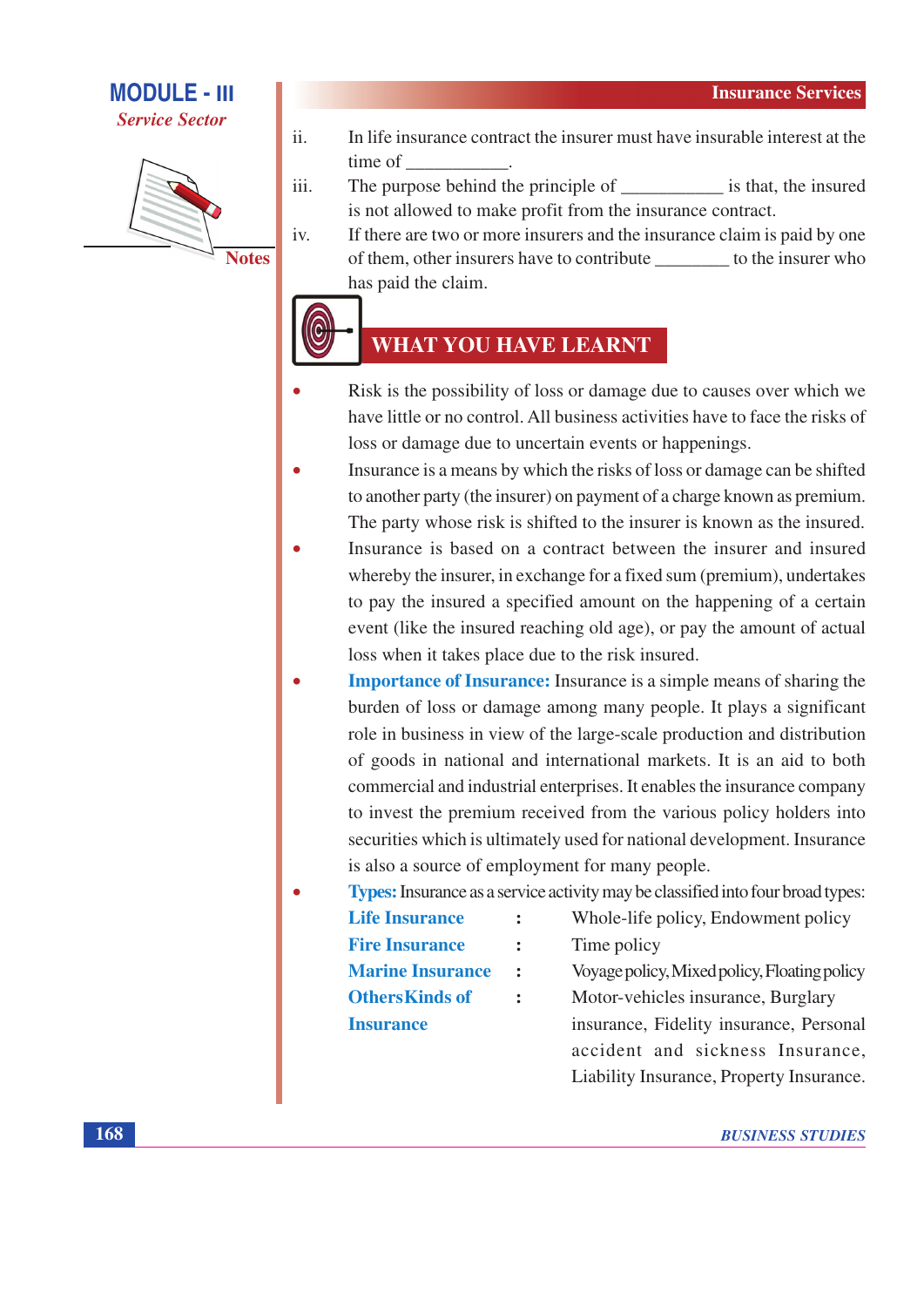ii. In life insurance contract the insurer must have insurable interest at the time of ___________.

iii. The purpose behind the principle of ___________ is that, the insured is not allowed to make profit from the insurance contract.

iv. If there are two or more insurers and the insurance claim is paid by one of them, other insurers have to contribute ________ to the insurer who has paid the claim.

## WHAT YOU HAVE LEARNT

- Risk is the possibility of loss or damage due to causes over which we have little or no control. All business activities have to face the risks of loss or damage due to uncertain events or happenings.
- Insurance is a means by which the risks of loss or damage can be shifted to another party (the insurer) on payment of a charge known as premium. The party whose risk is shifted to the insurer is known as the insured.
- Insurance is based on a contract between the insurer and insured whereby the insurer, in exchange for a fixed sum (premium), undertakes to pay the insured a specified amount on the happening of a certain event (like the insured reaching old age), or pay the amount of actual loss when it takes place due to the risk insured.
- **Importance of Insurance:** Insurance is a simple means of sharing the burden of loss or damage among many people. It plays a significant role in business in view of the large-scale production and distribution of goods in national and international markets. It is an aid to both commercial and industrial enterprises. It enables the insurance company to invest the premium received from the various policy holders into securities which is ultimately used for national development. Insurance is also a source of employment for many people.
- **Types:** Insurance as a service activity may be classified into four broad types:

| | | |
|---|---|---|
| **Life Insurance** | : | Whole-life policy, Endowment policy |
| **Fire Insurance** | : | Time policy |
| **Marine Insurance** | : | Voyage policy, Mixed policy, Floating policy |
| **Others Kinds of Insurance** | : | Motor-vehicles insurance, Burglary insurance, Fidelity insurance, Personal accident and sickness Insurance, Liability Insurance, Property Insurance. |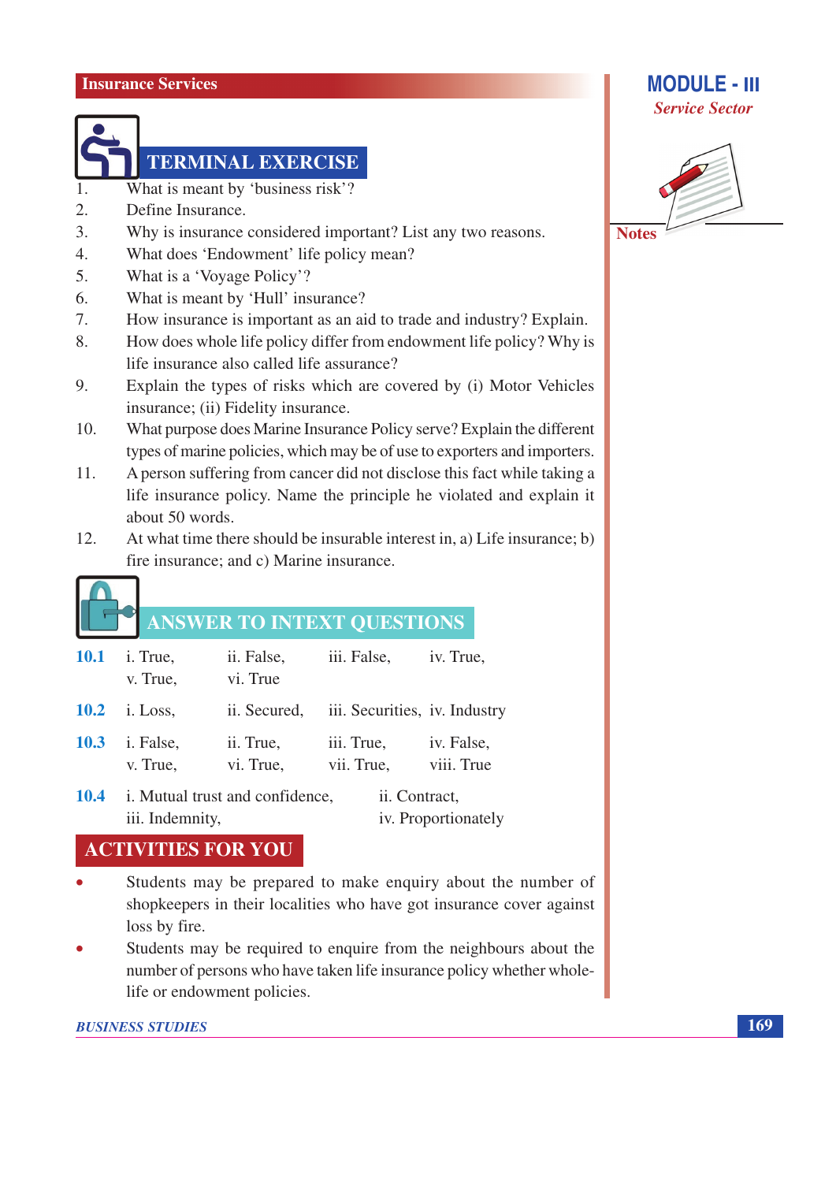## TERMINAL EXERCISE

1. What is meant by 'business risk'?
2. Define Insurance.
3. Why is insurance considered important? List any two reasons.
4. What does 'Endowment' life policy mean?
5. What is a 'Voyage Policy'?
6. What is meant by 'Hull' insurance?
7. How insurance is important as an aid to trade and industry? Explain.
8. How does whole life policy differ from endowment life policy? Why is life insurance also called life assurance?
9. Explain the types of risks which are covered by (i) Motor Vehicles insurance; (ii) Fidelity insurance.
10. What purpose does Marine Insurance Policy serve? Explain the different types of marine policies, which may be of use to exporters and importers.
11. A person suffering from cancer did not disclose this fact while taking a life insurance policy. Name the principle he violated and explain it about 50 words.
12. At what time there should be insurable interest in, a) Life insurance; b) fire insurance; and c) Marine insurance.

## ANSWER TO INTEXT QUESTIONS

**10.1** i. True, ii. False, iii. False, iv. True, v. True, vi. True

**10.2** i. Loss, ii. Secured, iii. Securities, iv. Industry

**10.3** i. False, ii. True, iii. True, iv. False, v. True, vi. True, vii. True, viii. True

**10.4** i. Mutual trust and confidence, ii. Contract, iii. Indemnity, iv. Proportionately

## ACTIVITIES FOR YOU

- Students may be prepared to make enquiry about the number of shopkeepers in their localities who have got insurance cover against loss by fire.
- Students may be required to enquire from the neighbours about the number of persons who have taken life insurance policy whether whole-life or endowment policies.